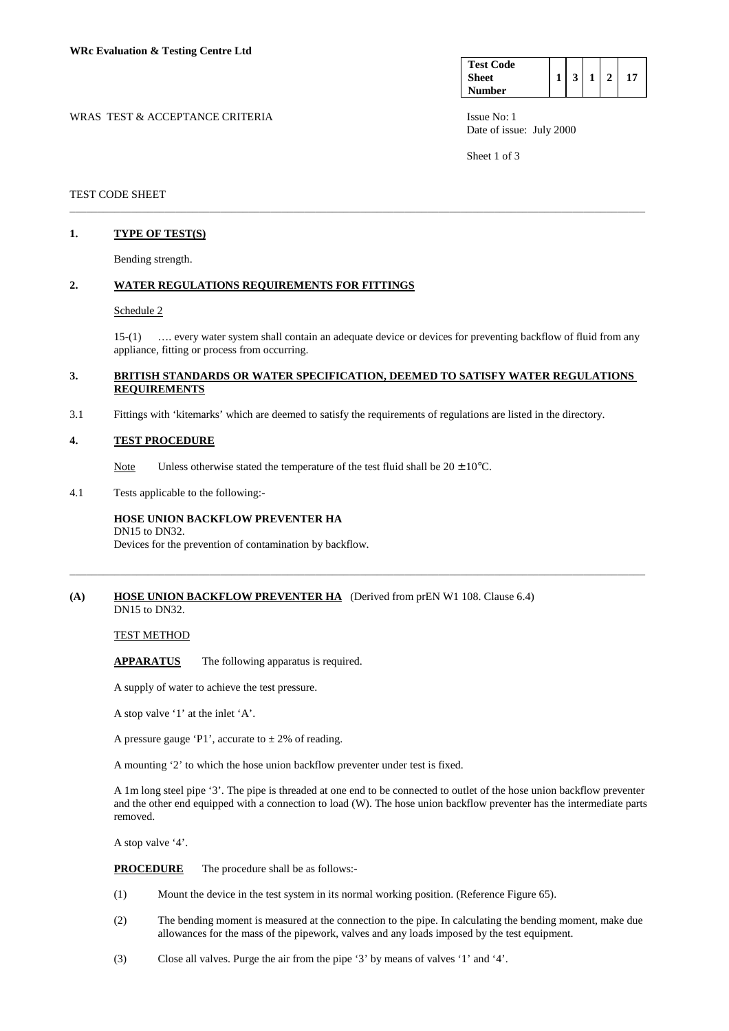**WRc Evaluation & Testing Centre Ltd**

| Test Code Sheet Number | 1 | 3 | 1 | 2 | 17 |
|---|---|---|---|---|---|

WRAS TEST & ACCEPTANCE CRITERIA

Issue No: 1
Date of issue: July 2000

TEST CODE SHEET

---

## 1. TYPE OF TEST(S)

Bending strength.

## 2. WATER REGULATIONS REQUIREMENTS FOR FITTINGS

Schedule 2

15-(1) …. every water system shall contain an adequate device or devices for preventing backflow of fluid from any appliance, fitting or process from occurring.

## 3. BRITISH STANDARDS OR WATER SPECIFICATION, DEEMED TO SATISFY WATER REGULATIONS REQUIREMENTS

3.1 Fittings with 'kitemarks' which are deemed to satisfy the requirements of regulations are listed in the directory.

## 4. TEST PROCEDURE

Note Unless otherwise stated the temperature of the test fluid shall be $20 \pm 10°C$.

4.1 Tests applicable to the following:-

**HOSE UNION BACKFLOW PREVENTER HA**
DN15 to DN32.
Devices for the prevention of contamination by backflow.

---

## (A) HOSE UNION BACKFLOW PREVENTER HA (Derived from prEN W1 108. Clause 6.4)

DN15 to DN32.

TEST METHOD

**APPARATUS** The following apparatus is required.

A supply of water to achieve the test pressure.

A stop valve '1' at the inlet 'A'.

A pressure gauge 'P1', accurate to ± 2% of reading.

A mounting '2' to which the hose union backflow preventer under test is fixed.

A 1m long steel pipe '3'. The pipe is threaded at one end to be connected to outlet of the hose union backflow preventer and the other end equipped with a connection to load (W). The hose union backflow preventer has the intermediate parts removed.

A stop valve '4'.

**PROCEDURE** The procedure shall be as follows:-

(1) Mount the device in the test system in its normal working position. (Reference Figure 65).

(2) The bending moment is measured at the connection to the pipe. In calculating the bending moment, make due allowances for the mass of the pipework, valves and any loads imposed by the test equipment.

(3) Close all valves. Purge the air from the pipe '3' by means of valves '1' and '4'.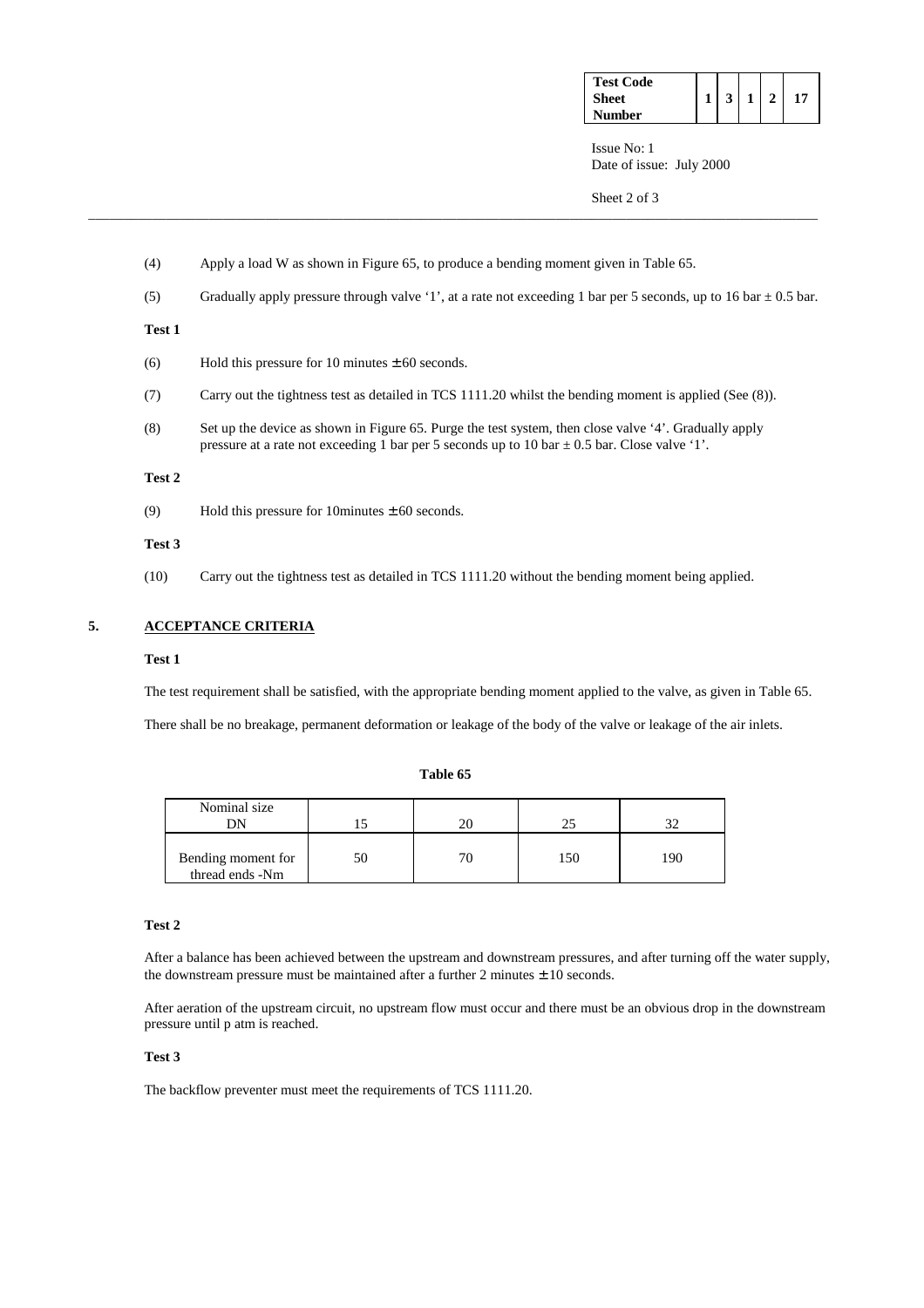(4) Apply a load W as shown in Figure 65, to produce a bending moment given in Table 65.

(5) Gradually apply pressure through valve '1', at a rate not exceeding 1 bar per 5 seconds, up to 16 bar ± 0.5 bar.

**Test 1**

(6) Hold this pressure for 10 minutes ± 60 seconds.

(7) Carry out the tightness test as detailed in TCS 1111.20 whilst the bending moment is applied (See (8)).

(8) Set up the device as shown in Figure 65. Purge the test system, then close valve '4'. Gradually apply pressure at a rate not exceeding 1 bar per 5 seconds up to 10 bar ± 0.5 bar. Close valve '1'.

**Test 2**

(9) Hold this pressure for 10minutes ± 60 seconds.

**Test 3**

(10) Carry out the tightness test as detailed in TCS 1111.20 without the bending moment being applied.

## 5. ACCEPTANCE CRITERIA

**Test 1**

The test requirement shall be satisfied, with the appropriate bending moment applied to the valve, as given in Table 65.

There shall be no breakage, permanent deformation or leakage of the body of the valve or leakage of the air inlets.

**Table 65**

| Nominal size DN | 15 | 20 | 25 | 32 |
|---|---|---|---|---|
| Bending moment for thread ends -Nm | 50 | 70 | 150 | 190 |

**Test 2**

After a balance has been achieved between the upstream and downstream pressures, and after turning off the water supply, the downstream pressure must be maintained after a further 2 minutes ± 10 seconds.

After aeration of the upstream circuit, no upstream flow must occur and there must be an obvious drop in the downstream pressure until p atm is reached.

**Test 3**

The backflow preventer must meet the requirements of TCS 1111.20.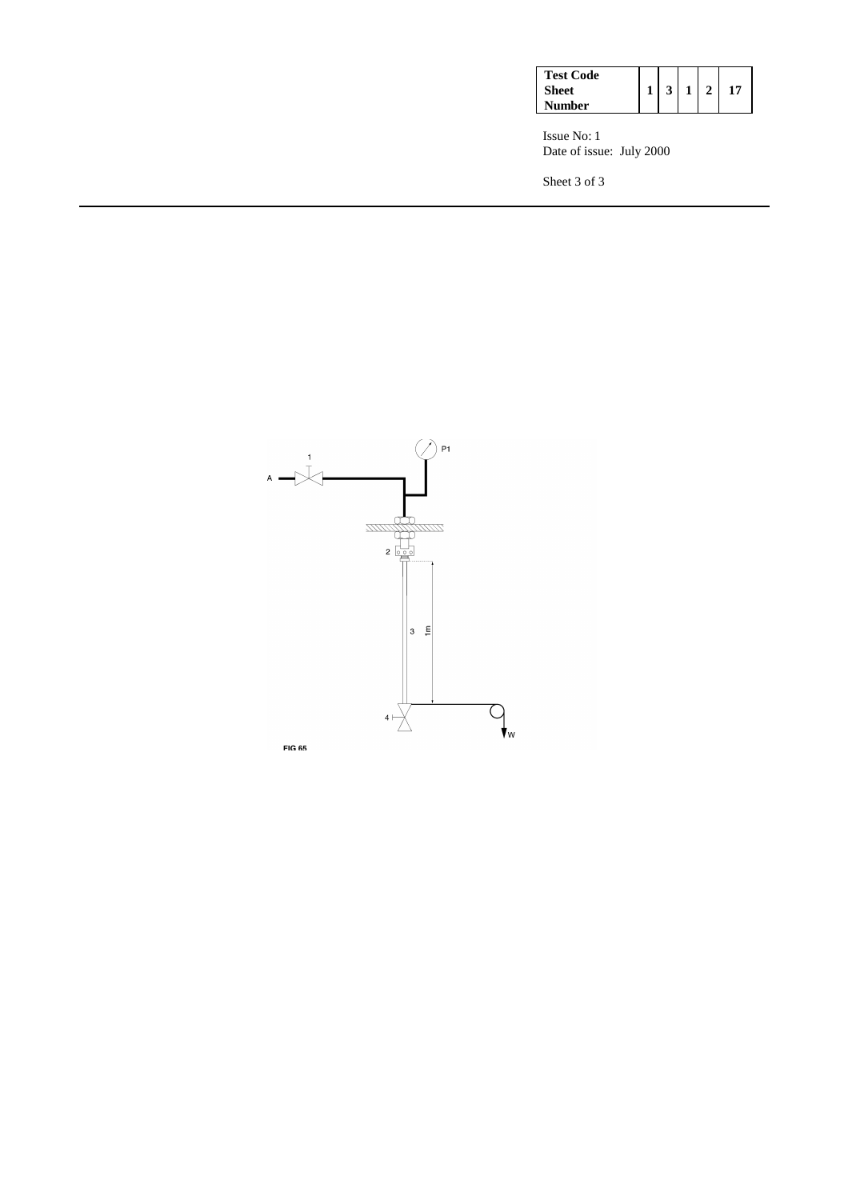| Test Code Sheet Number | 1 | 3 | 1 | 2 | 17 |
| --- | --- | --- | --- | --- | --- |

Issue No: 1
Date of issue: July 2000

A

1

P1

2

3

1m

4

W

FIG 65